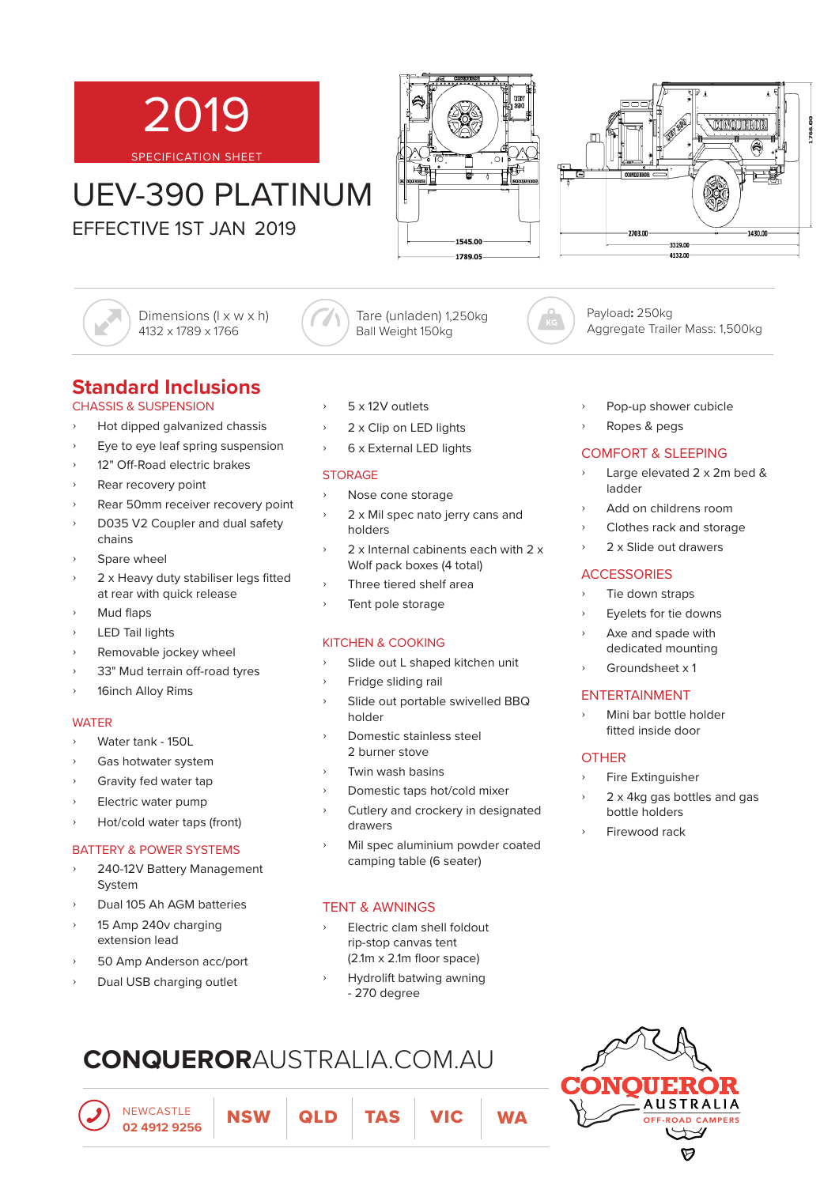# 2019

SPECIFICATION SHEET

# UEV-390 PLATINUM

EFFECTIVE 1ST JAN 2019

Dimensions (l x w x h)
4132 x 1789 x 1766

Tare (unladen) 1,250kg
Ball Weight 150kg

Payload: 250kg
Aggregate Trailer Mass: 1,500kg

## Standard Inclusions

### CHASSIS & SUSPENSION

- Hot dipped galvanized chassis
- Eye to eye leaf spring suspension
- 12" Off-Road electric brakes
- Rear recovery point
- Rear 50mm receiver recovery point
- D035 V2 Coupler and dual safety chains
- Spare wheel
- 2 x Heavy duty stabiliser legs fitted at rear with quick release
- Mud flaps
- LED Tail lights
- Removable jockey wheel
- 33" Mud terrain off-road tyres
- 16inch Alloy Rims

### WATER

- Water tank - 150L
- Gas hotwater system
- Gravity fed water tap
- Electric water pump
- Hot/cold water taps (front)

### BATTERY & POWER SYSTEMS

- 240-12V Battery Management System
- Dual 105 Ah AGM batteries
- 15 Amp 240v charging extension lead
- 50 Amp Anderson acc/port
- Dual USB charging outlet
- 5 x 12V outlets
- 2 x Clip on LED lights
- 6 x External LED lights

### STORAGE

- Nose cone storage
- 2 x Mil spec nato jerry cans and holders
- 2 x Internal cabinents each with 2 x Wolf pack boxes (4 total)
- Three tiered shelf area
- Tent pole storage

### KITCHEN & COOKING

- Slide out L shaped kitchen unit
- Fridge sliding rail
- Slide out portable swivelled BBQ holder
- Domestic stainless steel 2 burner stove
- Twin wash basins
- Domestic taps hot/cold mixer
- Cutlery and crockery in designated drawers
- Mil spec aluminium powder coated camping table (6 seater)

### TENT & AWNINGS

- Electric clam shell foldout rip-stop canvas tent (2.1m x 2.1m floor space)
- Hydrolift batwing awning - 270 degree
- Pop-up shower cubicle
- Ropes & pegs

### COMFORT & SLEEPING

- Large elevated 2 x 2m bed & ladder
- Add on childrens room
- Clothes rack and storage
- 2 x Slide out drawers

### ACCESSORIES

- Tie down straps
- Eyelets for tie downs
- Axe and spade with dedicated mounting
- Groundsheet x 1

### ENTERTAINMENT

- Mini bar bottle holder fitted inside door

### OTHER

- Fire Extinguisher
- 2 x 4kg gas bottles and gas bottle holders
- Firewood rack

**CONQUEROR**AUSTRALIA.COM.AU

NEWCASTLE
**02 4912 9256**

**NSW** | **QLD** | **TAS** | **VIC** | **WA**

CONQUEROR AUSTRALIA OFF-ROAD CAMPERS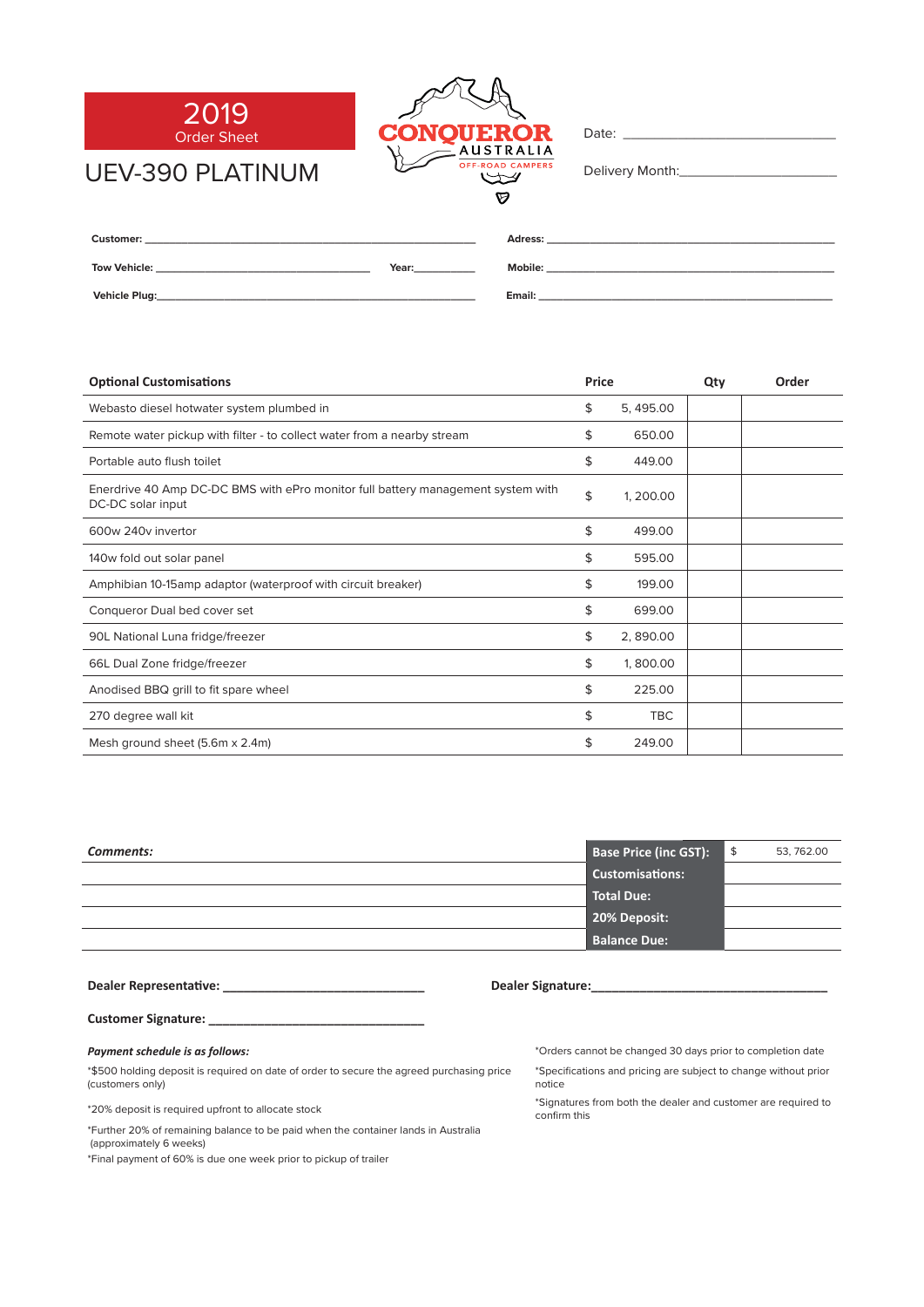2019
Order Sheet

# UEV-390 PLATINUM

CONQUEROR AUSTRALIA OFF-ROAD CAMPERS

Date: ____________________________

Delivery Month:____________________

**Customer:** ______________________________________________ **Adress:** ______________________________________________

**Tow Vehicle:** ______________________________ **Year:**__________ **Mobile:** ______________________________________________

**Vehicle Plug:**______________________________________________ **Email:** ______________________________________________

| Optional Customisations | Price | | Qty | Order |
|---|---|---|---|---|
| Webasto diesel hotwater system plumbed in | $ | 5, 495.00 | | |
| Remote water pickup with filter - to collect water from a nearby stream | $ | 650.00 | | |
| Portable auto flush toilet | $ | 449.00 | | |
| Enerdrive 40 Amp DC-DC BMS with ePro monitor full battery management system with DC-DC solar input | $ | 1, 200.00 | | |
| 600w 240v invertor | $ | 499.00 | | |
| 140w fold out solar panel | $ | 595.00 | | |
| Amphibian 10-15amp adaptor (waterproof with circuit breaker) | $ | 199.00 | | |
| Conqueror Dual bed cover set | $ | 699.00 | | |
| 90L National Luna fridge/freezer | $ | 2, 890.00 | | |
| 66L Dual Zone fridge/freezer | $ | 1, 800.00 | | |
| Anodised BBQ grill to fit spare wheel | $ | 225.00 | | |
| 270 degree wall kit | $ | TBC | | |
| Mesh ground sheet (5.6m x 2.4m) | $ | 249.00 | | |

***Comments:***

| | |
|---|---|
| **Base Price (inc GST):** | $ 53, 762.00 |
| **Customisations:** | |
| **Total Due:** | |
| **20% Deposit:** | |
| **Balance Due:** | |

**Dealer Representative:** ____________________________ **Dealer Signature:**______________________________

**Customer Signature:** ______________________________

***Payment schedule is as follows:***

*$500 holding deposit is required on date of order to secure the agreed purchasing price (customers only)

*20% deposit is required upfront to allocate stock

*Further 20% of remaining balance to be paid when the container lands in Australia (approximately 6 weeks)

*Final payment of 60% is due one week prior to pickup of trailer

*Orders cannot be changed 30 days prior to completion date

*Specifications and pricing are subject to change without prior notice

*Signatures from both the dealer and customer are required to confirm this